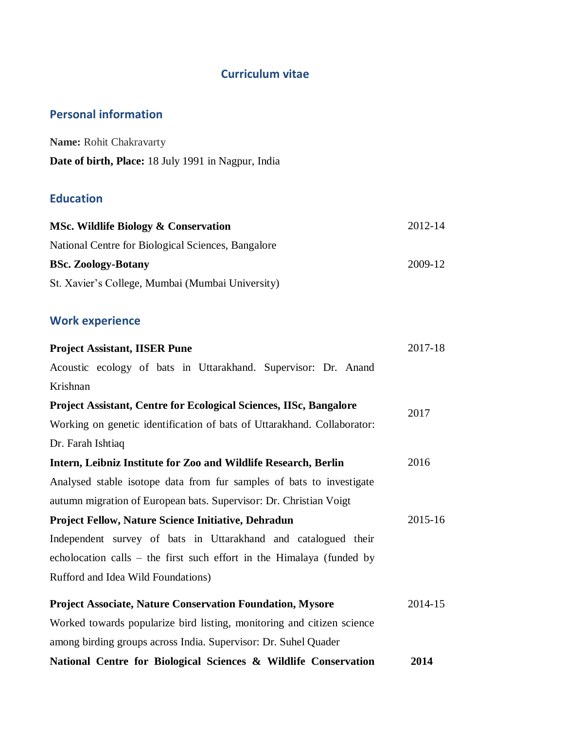# Curriculum vitae

## Personal information

**Name:** Rohit Chakravarty

**Date of birth, Place:** 18 July 1991 in Nagpur, India

## Education

**MSc. Wildlife Biology & Conservation** 2012-14
National Centre for Biological Sciences, Bangalore

**BSc. Zoology-Botany** 2009-12
St. Xavier's College, Mumbai (Mumbai University)

## Work experience

**Project Assistant, IISER Pune** 2017-18
Acoustic ecology of bats in Uttarakhand. Supervisor: Dr. Anand Krishnan

**Project Assistant, Centre for Ecological Sciences, IISc, Bangalore** 2017
Working on genetic identification of bats of Uttarakhand. Collaborator: Dr. Farah Ishtiaq

**Intern, Leibniz Institute for Zoo and Wildlife Research, Berlin** 2016
Analysed stable isotope data from fur samples of bats to investigate autumn migration of European bats. Supervisor: Dr. Christian Voigt

**Project Fellow, Nature Science Initiative, Dehradun** 2015-16
Independent survey of bats in Uttarakhand and catalogued their echolocation calls – the first such effort in the Himalaya (funded by Rufford and Idea Wild Foundations)

**Project Associate, Nature Conservation Foundation, Mysore** 2014-15
Worked towards popularize bird listing, monitoring and citizen science among birding groups across India. Supervisor: Dr. Suhel Quader

**National Centre for Biological Sciences & Wildlife Conservation** **2014**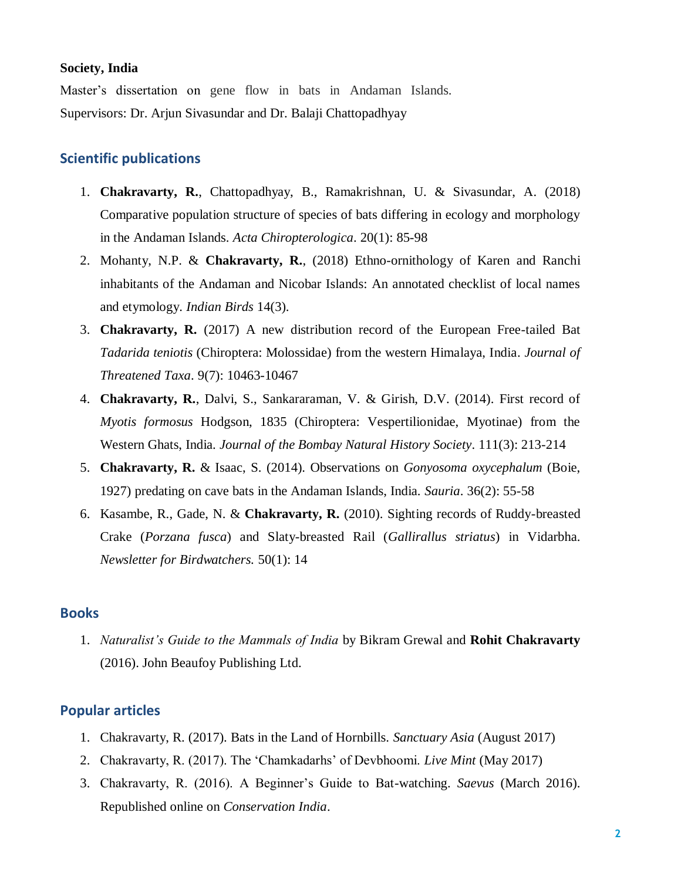**Society, India**

Master's dissertation on gene flow in bats in Andaman Islands.

Supervisors: Dr. Arjun Sivasundar and Dr. Balaji Chattopadhyay

## Scientific publications

1. **Chakravarty, R.**, Chattopadhyay, B., Ramakrishnan, U. & Sivasundar, A. (2018) Comparative population structure of species of bats differing in ecology and morphology in the Andaman Islands. *Acta Chiropterologica*. 20(1): 85-98
2. Mohanty, N.P. & **Chakravarty, R.**, (2018) Ethno-ornithology of Karen and Ranchi inhabitants of the Andaman and Nicobar Islands: An annotated checklist of local names and etymology. *Indian Birds* 14(3).
3. **Chakravarty, R.** (2017) A new distribution record of the European Free-tailed Bat *Tadarida teniotis* (Chiroptera: Molossidae) from the western Himalaya, India. *Journal of Threatened Taxa*. 9(7): 10463-10467
4. **Chakravarty, R.**, Dalvi, S., Sankararaman, V. & Girish, D.V. (2014). First record of *Myotis formosus* Hodgson, 1835 (Chiroptera: Vespertilionidae, Myotinae) from the Western Ghats, India. *Journal of the Bombay Natural History Society*. 111(3): 213-214
5. **Chakravarty, R.** & Isaac, S. (2014). Observations on *Gonyosoma oxycephalum* (Boie, 1927) predating on cave bats in the Andaman Islands, India. *Sauria*. 36(2): 55-58
6. Kasambe, R., Gade, N. & **Chakravarty, R.** (2010). Sighting records of Ruddy-breasted Crake (*Porzana fusca*) and Slaty-breasted Rail (*Gallirallus striatus*) in Vidarbha. *Newsletter for Birdwatchers.* 50(1): 14

## Books

1. *Naturalist's Guide to the Mammals of India* by Bikram Grewal and **Rohit Chakravarty** (2016). John Beaufoy Publishing Ltd.

## Popular articles

1. Chakravarty, R. (2017). Bats in the Land of Hornbills. *Sanctuary Asia* (August 2017)
2. Chakravarty, R. (2017). The 'Chamkadarhs' of Devbhoomi. *Live Mint* (May 2017)
3. Chakravarty, R. (2016). A Beginner's Guide to Bat-watching. *Saevus* (March 2016). Republished online on *Conservation India*.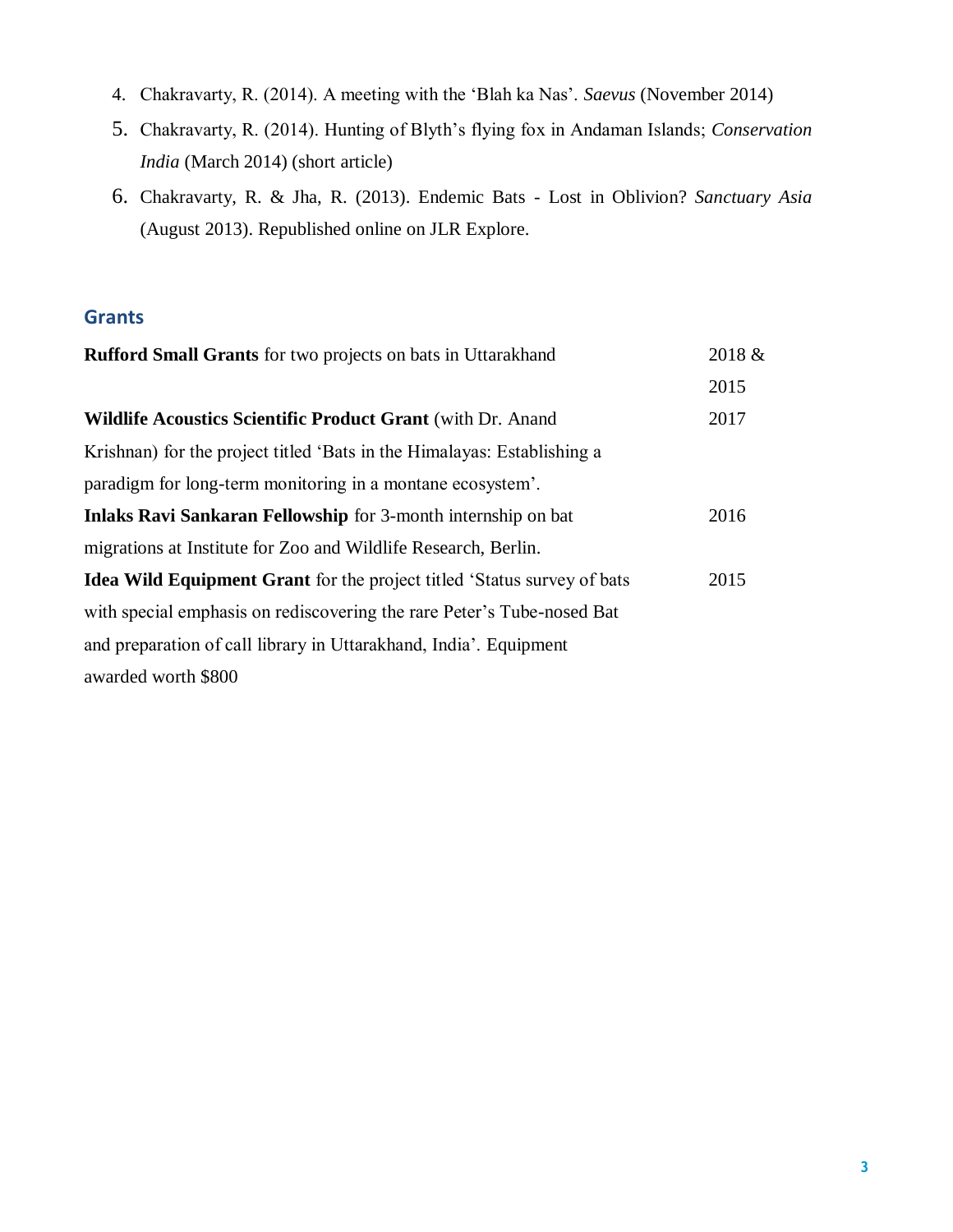4. Chakravarty, R. (2014). A meeting with the 'Blah ka Nas'. *Saevus* (November 2014)
5. Chakravarty, R. (2014). Hunting of Blyth's flying fox in Andaman Islands; *Conservation India* (March 2014) (short article)
6. Chakravarty, R. & Jha, R. (2013). Endemic Bats - Lost in Oblivion? *Sanctuary Asia* (August 2013). Republished online on JLR Explore.

## Grants

| | |
|---|---|
| **Rufford Small Grants** for two projects on bats in Uttarakhand | 2018 & 2015 |
| **Wildlife Acoustics Scientific Product Grant** (with Dr. Anand Krishnan) for the project titled 'Bats in the Himalayas: Establishing a paradigm for long-term monitoring in a montane ecosystem'. | 2017 |
| **Inlaks Ravi Sankaran Fellowship** for 3-month internship on bat migrations at Institute for Zoo and Wildlife Research, Berlin. | 2016 |
| **Idea Wild Equipment Grant** for the project titled 'Status survey of bats with special emphasis on rediscovering the rare Peter's Tube-nosed Bat and preparation of call library in Uttarakhand, India'. Equipment awarded worth $800 | 2015 |